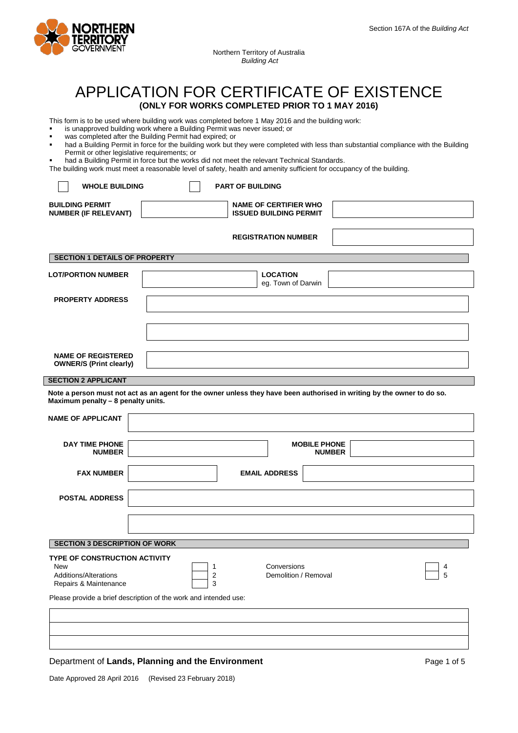Section 167A of the *Building Act*

Northern Territory of Australia
*Building Act*

# APPLICATION FOR CERTIFICATE OF EXISTENCE

**(ONLY FOR WORKS COMPLETED PRIOR TO 1 MAY 2016)**

This form is to be used where building work was completed before 1 May 2016 and the building work:

- is unapproved building work where a Building Permit was never issued; or
- was completed after the Building Permit had expired; or
- had a Building Permit in force for the building work but they were completed with less than substantial compliance with the Building Permit or other legislative requirements; or
- had a Building Permit in force but the works did not meet the relevant Technical Standards.

The building work must meet a reasonable level of safety, health and amenity sufficient for occupancy of the building.

☐ **WHOLE BUILDING** ☐ **PART OF BUILDING**

| **BUILDING PERMIT NUMBER (IF RELEVANT)** | | **NAME OF CERTIFIER WHO ISSUED BUILDING PERMIT** | |
|---|---|---|---|
| | | **REGISTRATION NUMBER** | |

## SECTION 1 DETAILS OF PROPERTY

| **LOT/PORTION NUMBER** | | **LOCATION** eg. Town of Darwin | |
|---|---|---|---|

**PROPERTY ADDRESS** 

**NAME OF REGISTERED OWNER/S (Print clearly)** 

## SECTION 2 APPLICANT

**Note a person must not act as an agent for the owner unless they have been authorised in writing by the owner to do so. Maximum penalty – 8 penalty units.**

**NAME OF APPLICANT** 

| **DAY TIME PHONE NUMBER** | | **MOBILE PHONE NUMBER** | |
|---|---|---|---|
| **FAX NUMBER** | | **EMAIL ADDRESS** | |

**POSTAL ADDRESS** 

## SECTION 3 DESCRIPTION OF WORK

**TYPE OF CONSTRUCTION ACTIVITY**

| | | | | | |
|---|---|---|---|---|---|
| New | ☐ | 1 | Conversions | ☐ | 4 |
| Additions/Alterations | ☐ | 2 | Demolition / Removal | ☐ | 5 |
| Repairs & Maintenance | ☐ | 3 | | | |

Please provide a brief description of the work and intended use:

Department of **Lands, Planning and the Environment**

Date Approved 28 April 2016 (Revised 23 February 2018)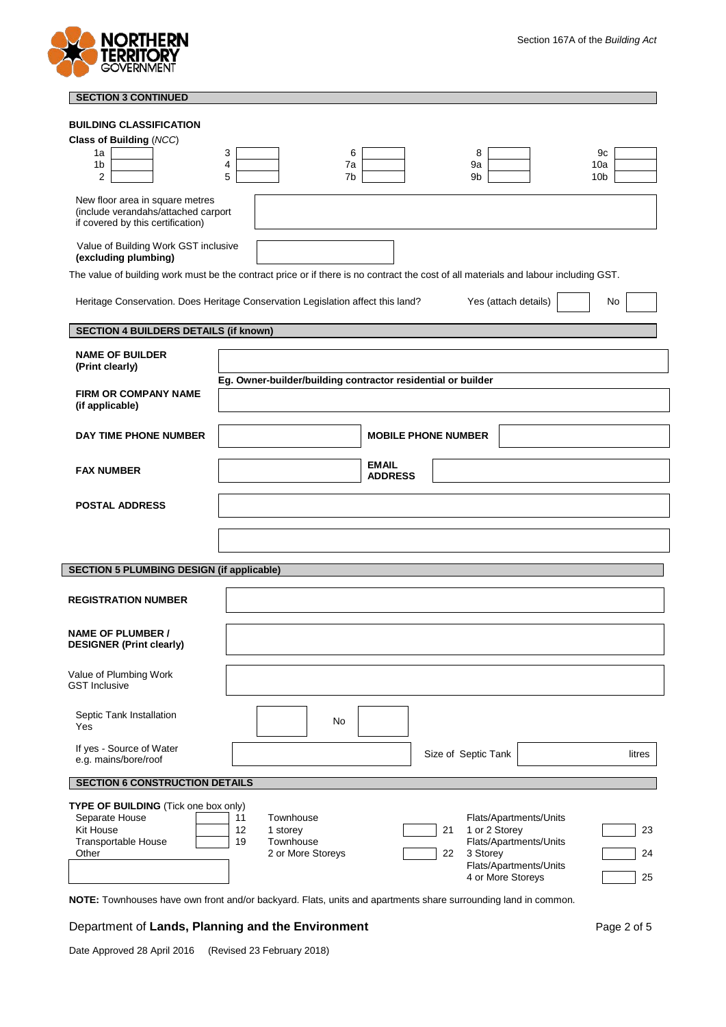Section 167A of the *Building Act*

## SECTION 3 CONTINUED

**BUILDING CLASSIFICATION**

**Class of Building** (*NCC*)

| | | | | | | | | | |
|---|---|---|---|---|---|---|---|---|---|
| 1a | | 3 | | 6 | | 8 | | 9c | |
| 1b | | 4 | | 7a | | 9a | | 10a | |
| 2 | | 5 | | 7b | | 9b | | 10b | |

New floor area in square metres (include verandahs/attached carport if covered by this certification)

Value of Building Work GST inclusive **(excluding plumbing)**

The value of building work must be the contract price or if there is no contract the cost of all materials and labour including GST.

Heritage Conservation. Does Heritage Conservation Legislation affect this land? Yes (attach details) ☐ No ☐

## SECTION 4 BUILDERS DETAILS (if known)

**NAME OF BUILDER (Print clearly)**

**Eg. Owner-builder/building contractor residential or builder**

**FIRM OR COMPANY NAME (if applicable)**

**DAY TIME PHONE NUMBER** | **MOBILE PHONE NUMBER**

**FAX NUMBER** | **EMAIL ADDRESS**

**POSTAL ADDRESS**

## SECTION 5 PLUMBING DESIGN (if applicable)

**REGISTRATION NUMBER**

**NAME OF PLUMBER / DESIGNER (Print clearly)**

Value of Plumbing Work GST Inclusive

Septic Tank Installation Yes ☐ No ☐

If yes - Source of Water e.g. mains/bore/roof | Size of Septic Tank litres

## SECTION 6 CONSTRUCTION DETAILS

**TYPE OF BUILDING** (Tick one box only)

| | | | | | | | |
|---|---|---|---|---|---|---|---|
| Separate House | | 11 | Townhouse 1 storey | | 21 | Flats/Apartments/Units 1 or 2 Storey | 23 |
| Kit House | | 12 | Townhouse 2 or More Storeys | | 22 | Flats/Apartments/Units 3 Storey | 24 |
| Transportable House | | 19 | | | | Flats/Apartments/Units 4 or More Storeys | 25 |
| Other | | | | | | | |

**NOTE:** Townhouses have own front and/or backyard. Flats, units and apartments share surrounding land in common.

Department of **Lands, Planning and the Environment**

Date Approved 28 April 2016 (Revised 23 February 2018)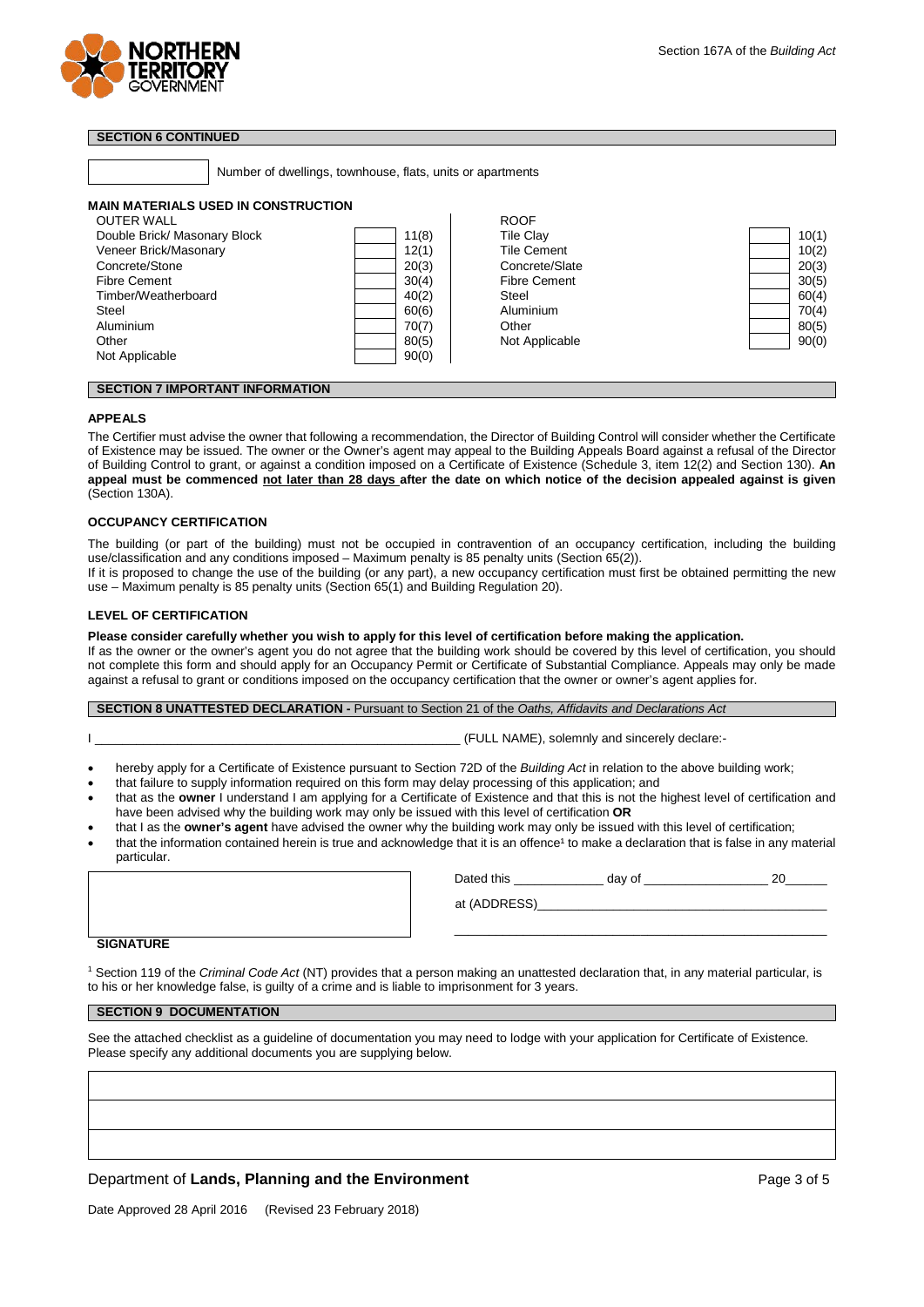Section 167A of the *Building Act*

## SECTION 6 CONTINUED

| | |
|---|---|
| | Number of dwellings, townhouse, flats, units or apartments |

**MAIN MATERIALS USED IN CONSTRUCTION**

| OUTER WALL | | | ROOF | | |
|---|---|---|---|---|---|
| Double Brick/ Masonary Block | | 11(8) | Tile Clay | | 10(1) |
| Veneer Brick/Masonary | | 12(1) | Tile Cement | | 10(2) |
| Concrete/Stone | | 20(3) | Concrete/Slate | | 20(3) |
| Fibre Cement | | 30(4) | Fibre Cement | | 30(5) |
| Timber/Weatherboard | | 40(2) | Steel | | 60(4) |
| Steel | | 60(6) | Aluminium | | 70(4) |
| Aluminium | | 70(7) | Other | | 80(5) |
| Other | | 80(5) | Not Applicable | | 90(0) |
| Not Applicable | | 90(0) | | | |

## SECTION 7 IMPORTANT INFORMATION

### APPEALS

The Certifier must advise the owner that following a recommendation, the Director of Building Control will consider whether the Certificate of Existence may be issued. The owner or the Owner's agent may appeal to the Building Appeals Board against a refusal of the Director of Building Control to grant, or against a condition imposed on a Certificate of Existence (Schedule 3, item 12(2) and Section 130). **An appeal must be commenced not later than 28 days after the date on which notice of the decision appealed against is given** (Section 130A).

### OCCUPANCY CERTIFICATION

The building (or part of the building) must not be occupied in contravention of an occupancy certification, including the building use/classification and any conditions imposed – Maximum penalty is 85 penalty units (Section 65(2)).
If it is proposed to change the use of the building (or any part), a new occupancy certification must first be obtained permitting the new use – Maximum penalty is 85 penalty units (Section 65(1) and Building Regulation 20).

### LEVEL OF CERTIFICATION

**Please consider carefully whether you wish to apply for this level of certification before making the application.**
If as the owner or the owner's agent you do not agree that the building work should be covered by this level of certification, you should not complete this form and should apply for an Occupancy Permit or Certificate of Substantial Compliance. Appeals may only be made against a refusal to grant or conditions imposed on the occupancy certification that the owner or owner's agent applies for.

## SECTION 8 UNATTESTED DECLARATION - Pursuant to Section 21 of the *Oaths, Affidavits and Declarations Act*

I _____________________________________________________ (FULL NAME), solemnly and sincerely declare:-

- hereby apply for a Certificate of Existence pursuant to Section 72D of the *Building Act* in relation to the above building work;
- that failure to supply information required on this form may delay processing of this application; and
- that as the **owner** I understand I am applying for a Certificate of Existence and that this is not the highest level of certification and have been advised why the building work may only be issued with this level of certification **OR**
- that I as the **owner's agent** have advised the owner why the building work may only be issued with this level of certification;
- that the information contained herein is true and acknowledge that it is an offence[1] to make a declaration that is false in any material particular.

Dated this _____________ day of _________________ 20______

at (ADDRESS)_________________________________________

______________________________________________________

**SIGNATURE**

[1] Section 119 of the *Criminal Code Act* (NT) provides that a person making an unattested declaration that, in any material particular, is to his or her knowledge false, is guilty of a crime and is liable to imprisonment for 3 years.

## SECTION 9 DOCUMENTATION

See the attached checklist as a guideline of documentation you may need to lodge with your application for Certificate of Existence. Please specify any additional documents you are supplying below.

| |
|---|
| |
| |
| |

Department of **Lands, Planning and the Environment**

Date Approved 28 April 2016 (Revised 23 February 2018)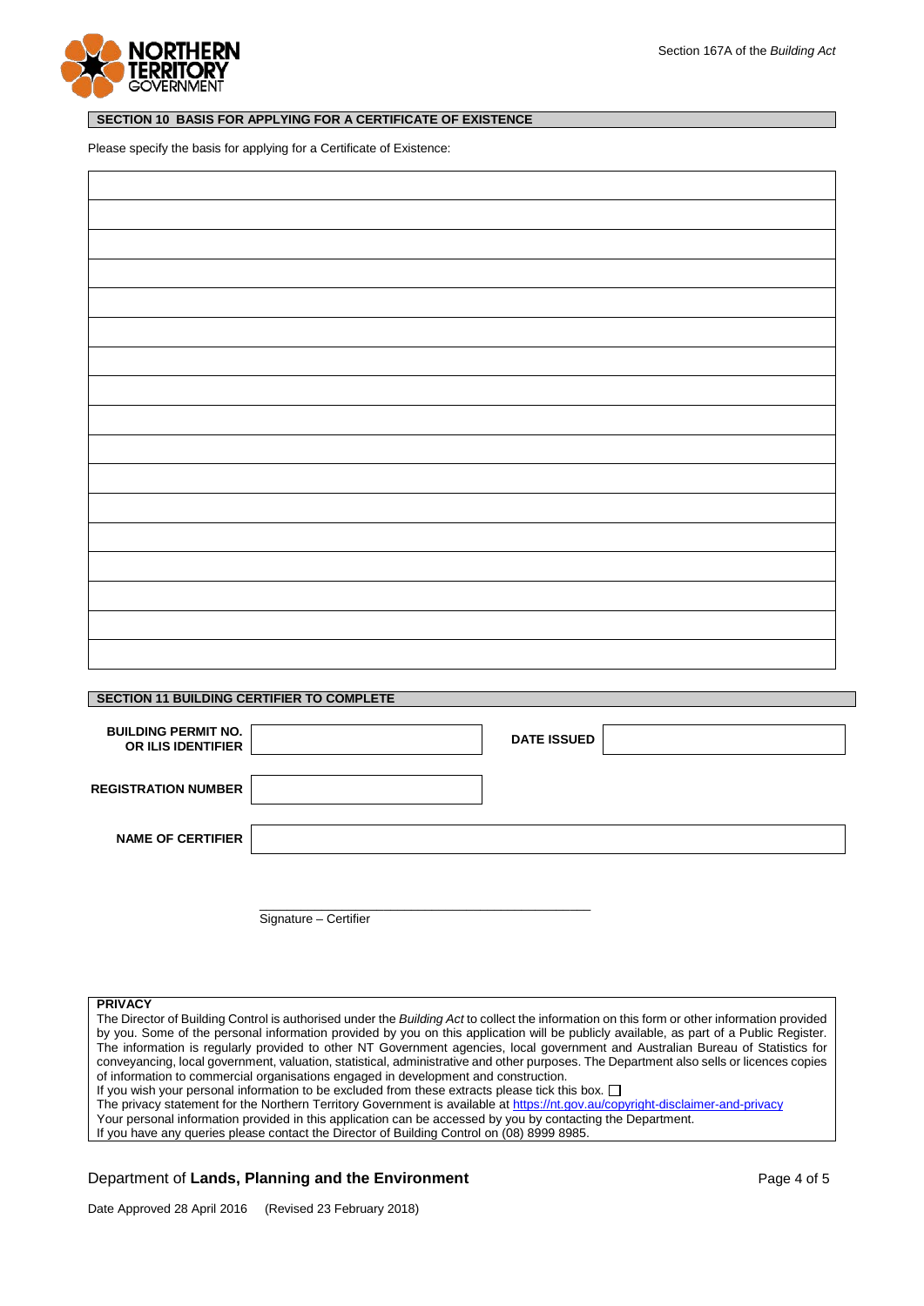## SECTION 10 BASIS FOR APPLYING FOR A CERTIFICATE OF EXISTENCE

Please specify the basis for applying for a Certificate of Existence:

| |
|---|
| |
| |
| |
| |
| |
| |
| |
| |
| |
| |
| |
| |
| |
| |
| |
| |

## SECTION 11 BUILDING CERTIFIER TO COMPLETE

| | | | |
|---|---|---|---|
| **BUILDING PERMIT NO. OR ILIS IDENTIFIER** | | **DATE ISSUED** | |
| **REGISTRATION NUMBER** | | | |
| **NAME OF CERTIFIER** | | | |

\_\_\_\_\_\_\_\_\_\_\_\_\_\_\_\_\_\_\_\_\_\_\_\_\_\_\_\_\_\_\_\_\_\_\_\_\_\_\_\_\_\_\_\_
Signature – Certifier

**PRIVACY**

The Director of Building Control is authorised under the *Building Act* to collect the information on this form or other information provided by you. Some of the personal information provided by you on this application will be publicly available, as part of a Public Register. The information is regularly provided to other NT Government agencies, local government and Australian Bureau of Statistics for conveyancing, local government, valuation, statistical, administrative and other purposes. The Department also sells or licences copies of information to commercial organisations engaged in development and construction.
If you wish your personal information to be excluded from these extracts please tick this box. ☐
The privacy statement for the Northern Territory Government is available at https://nt.gov.au/copyright-disclaimer-and-privacy
Your personal information provided in this application can be accessed by you by contacting the Department.
If you have any queries please contact the Director of Building Control on (08) 8999 8985.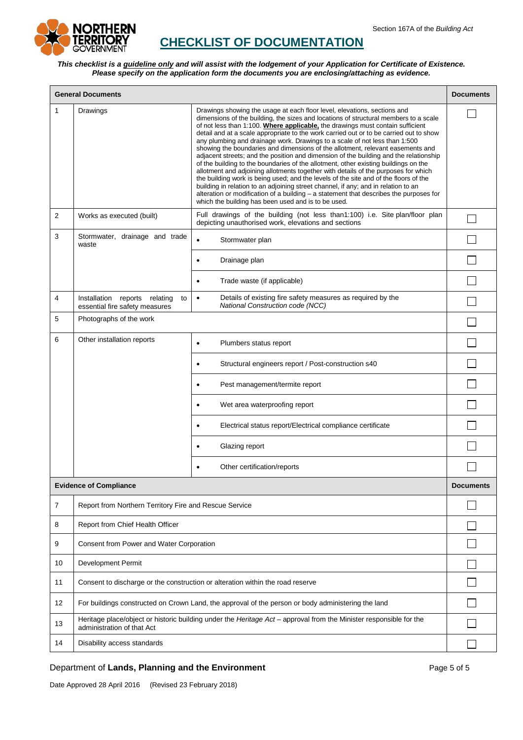Section 167A of the *Building Act*

# CHECKLIST OF DOCUMENTATION

***This checklist is a guideline only and will assist with the lodgement of your Application for Certificate of Existence. Please specify on the application form the documents you are enclosing/attaching as evidence.***

| **General Documents** | | | **Documents** |
|---|---|---|---|
| 1 | Drawings | Drawings showing the usage at each floor level, elevations, sections and dimensions of the building, the sizes and locations of structural members to a scale of not less than 1:100. **Where applicable,** the drawings must contain sufficient detail and at a scale appropriate to the work carried out or to be carried out to show any plumbing and drainage work. Drawings to a scale of not less than 1:500 showing the boundaries and dimensions of the allotment, relevant easements and adjacent streets; and the position and dimension of the building and the relationship of the building to the boundaries of the allotment, other existing buildings on the allotment and adjoining allotments together with details of the purposes for which the building work is being used; and the levels of the site and of the floors of the building in relation to an adjoining street channel, if any; and in relation to an alteration or modification of a building – a statement that describes the purposes for which the building has been used and is to be used. | ☐ |
| 2 | Works as executed (built) | Full drawings of the building (not less than1:100) i.e. Site plan/floor plan depicting unauthorised work, elevations and sections | ☐ |
| 3 | Stormwater, drainage and trade waste | • Stormwater plan | ☐ |
| | | • Drainage plan | ☐ |
| | | • Trade waste (if applicable) | ☐ |
| 4 | Installation reports relating to essential fire safety measures | • Details of existing fire safety measures as required by the *National Construction code (NCC)* | ☐ |
| 5 | Photographs of the work | | ☐ |
| 6 | Other installation reports | • Plumbers status report | ☐ |
| | | • Structural engineers report / Post-construction s40 | ☐ |
| | | • Pest management/termite report | ☐ |
| | | • Wet area waterproofing report | ☐ |
| | | • Electrical status report/Electrical compliance certificate | ☐ |
| | | • Glazing report | ☐ |
| | | • Other certification/reports | ☐ |
| **Evidence of Compliance** | | | **Documents** |
| 7 | Report from Northern Territory Fire and Rescue Service | | ☐ |
| 8 | Report from Chief Health Officer | | ☐ |
| 9 | Consent from Power and Water Corporation | | ☐ |
| 10 | Development Permit | | ☐ |
| 11 | Consent to discharge or the construction or alteration within the road reserve | | ☐ |
| 12 | For buildings constructed on Crown Land, the approval of the person or body administering the land | | ☐ |
| 13 | Heritage place/object or historic building under the *Heritage Act* – approval from the Minister responsible for the administration of that Act | | ☐ |
| 14 | Disability access standards | | ☐ |

Department of **Lands, Planning and the Environment**

Date Approved 28 April 2016 (Revised 23 February 2018)